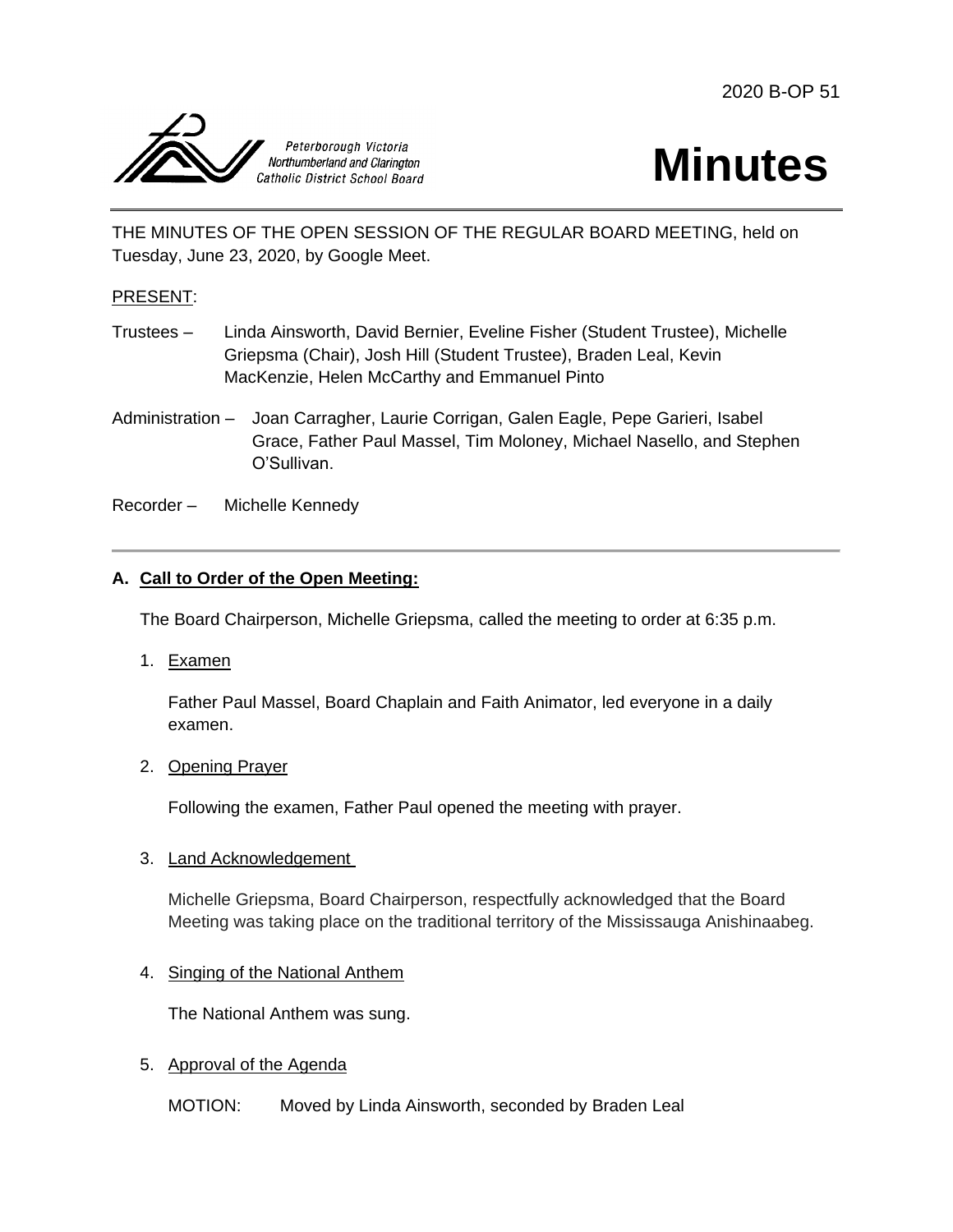2020 B-OP 51

Peterborough Victoria Northumberland and Clarington Catholic District School Board

# Minutes

THE MINUTES OF THE OPEN SESSION OF THE REGULAR BOARD MEETING, held on Tuesday, June 23, 2020, by Google Meet.

PRESENT:

Trustees – Linda Ainsworth, David Bernier, Eveline Fisher (Student Trustee), Michelle Griepsma (Chair), Josh Hill (Student Trustee), Braden Leal, Kevin MacKenzie, Helen McCarthy and Emmanuel Pinto

Administration – Joan Carragher, Laurie Corrigan, Galen Eagle, Pepe Garieri, Isabel Grace, Father Paul Massel, Tim Moloney, Michael Nasello, and Stephen O'Sullivan.

Recorder – Michelle Kennedy

---

**A. Call to Order of the Open Meeting:**

The Board Chairperson, Michelle Griepsma, called the meeting to order at 6:35 p.m.

1. Examen

   Father Paul Massel, Board Chaplain and Faith Animator, led everyone in a daily examen.

2. Opening Prayer

   Following the examen, Father Paul opened the meeting with prayer.

3. Land Acknowledgement

   Michelle Griepsma, Board Chairperson, respectfully acknowledged that the Board Meeting was taking place on the traditional territory of the Mississauga Anishinaabeg.

4. Singing of the National Anthem

   The National Anthem was sung.

5. Approval of the Agenda

   MOTION: Moved by Linda Ainsworth, seconded by Braden Leal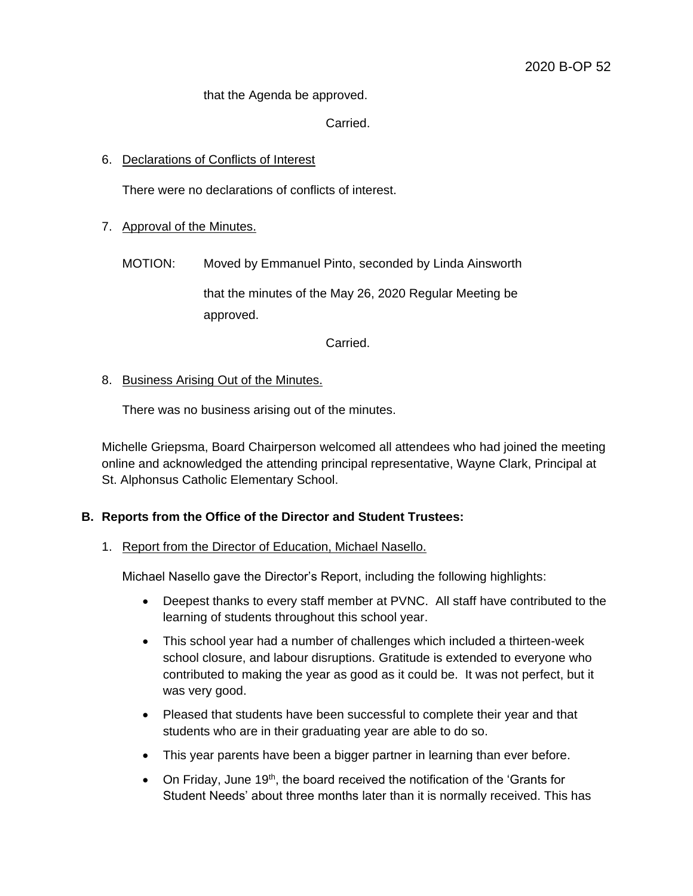that the Agenda be approved.

Carried.

6. Declarations of Conflicts of Interest

   There were no declarations of conflicts of interest.

7. Approval of the Minutes.

   MOTION: Moved by Emmanuel Pinto, seconded by Linda Ainsworth

   that the minutes of the May 26, 2020 Regular Meeting be approved.

   Carried.

8. Business Arising Out of the Minutes.

   There was no business arising out of the minutes.

Michelle Griepsma, Board Chairperson welcomed all attendees who had joined the meeting online and acknowledged the attending principal representative, Wayne Clark, Principal at St. Alphonsus Catholic Elementary School.

**B. Reports from the Office of the Director and Student Trustees:**

1. Report from the Director of Education, Michael Nasello.

   Michael Nasello gave the Director's Report, including the following highlights:

   - Deepest thanks to every staff member at PVNC. All staff have contributed to the learning of students throughout this school year.
   - This school year had a number of challenges which included a thirteen-week school closure, and labour disruptions. Gratitude is extended to everyone who contributed to making the year as good as it could be. It was not perfect, but it was very good.
   - Pleased that students have been successful to complete their year and that students who are in their graduating year are able to do so.
   - This year parents have been a bigger partner in learning than ever before.
   - On Friday, June 19th, the board received the notification of the 'Grants for Student Needs' about three months later than it is normally received. This has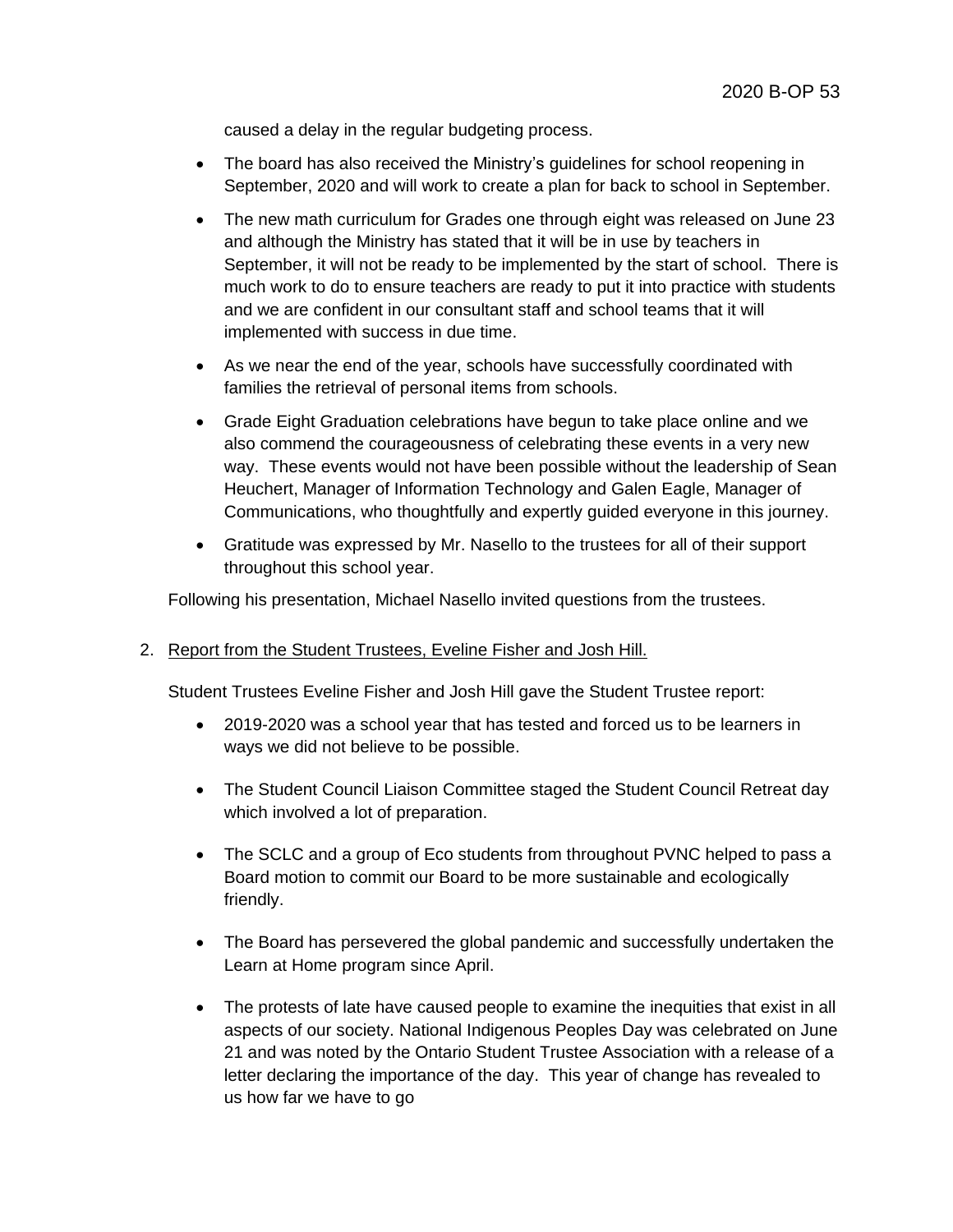caused a delay in the regular budgeting process.

- The board has also received the Ministry's guidelines for school reopening in September, 2020 and will work to create a plan for back to school in September.

- The new math curriculum for Grades one through eight was released on June 23 and although the Ministry has stated that it will be in use by teachers in September, it will not be ready to be implemented by the start of school. There is much work to do to ensure teachers are ready to put it into practice with students and we are confident in our consultant staff and school teams that it will implemented with success in due time.

- As we near the end of the year, schools have successfully coordinated with families the retrieval of personal items from schools.

- Grade Eight Graduation celebrations have begun to take place online and we also commend the courageousness of celebrating these events in a very new way. These events would not have been possible without the leadership of Sean Heuchert, Manager of Information Technology and Galen Eagle, Manager of Communications, who thoughtfully and expertly guided everyone in this journey.

- Gratitude was expressed by Mr. Nasello to the trustees for all of their support throughout this school year.

Following his presentation, Michael Nasello invited questions from the trustees.

2. Report from the Student Trustees, Eveline Fisher and Josh Hill.

   Student Trustees Eveline Fisher and Josh Hill gave the Student Trustee report:

   - 2019-2020 was a school year that has tested and forced us to be learners in ways we did not believe to be possible.

   - The Student Council Liaison Committee staged the Student Council Retreat day which involved a lot of preparation.

   - The SCLC and a group of Eco students from throughout PVNC helped to pass a Board motion to commit our Board to be more sustainable and ecologically friendly.

   - The Board has persevered the global pandemic and successfully undertaken the Learn at Home program since April.

   - The protests of late have caused people to examine the inequities that exist in all aspects of our society. National Indigenous Peoples Day was celebrated on June 21 and was noted by the Ontario Student Trustee Association with a release of a letter declaring the importance of the day. This year of change has revealed to us how far we have to go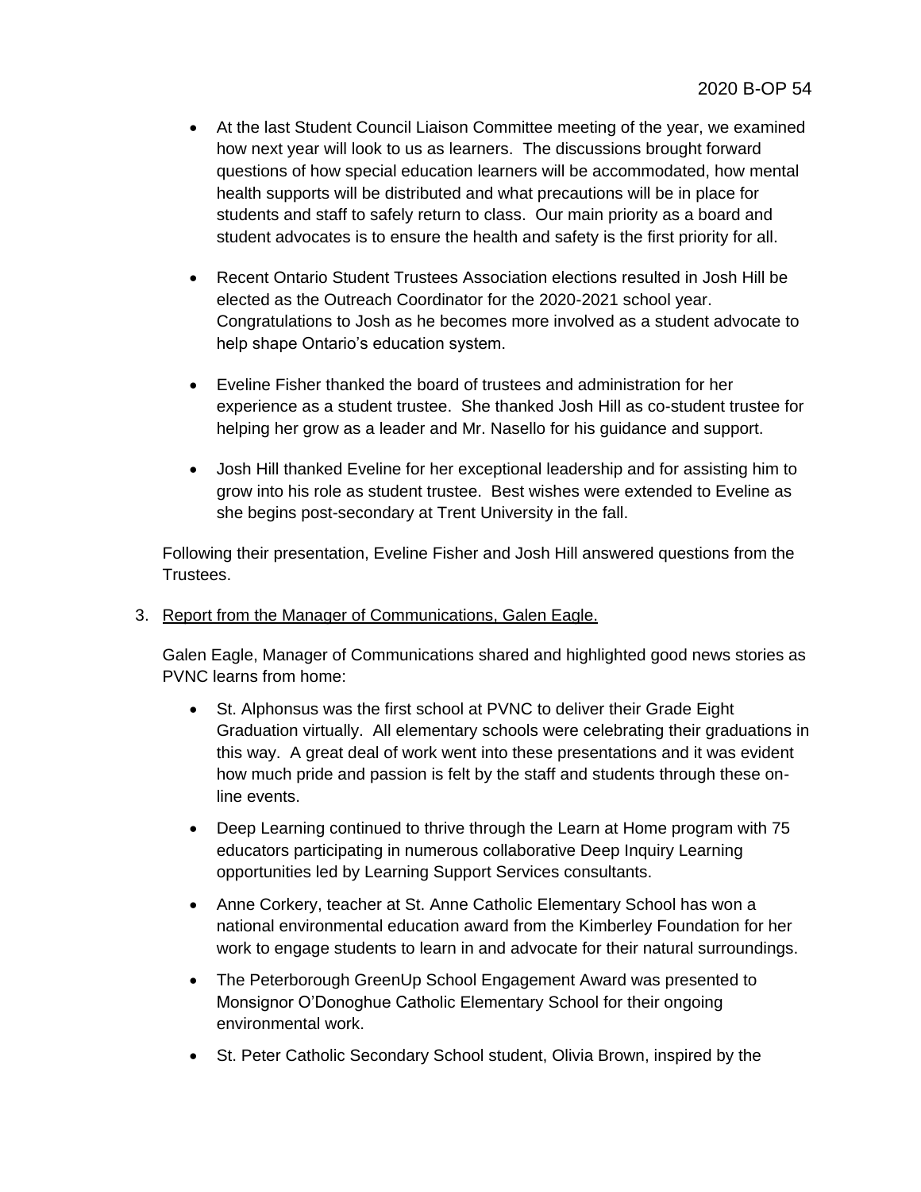- At the last Student Council Liaison Committee meeting of the year, we examined how next year will look to us as learners. The discussions brought forward questions of how special education learners will be accommodated, how mental health supports will be distributed and what precautions will be in place for students and staff to safely return to class. Our main priority as a board and student advocates is to ensure the health and safety is the first priority for all.

- Recent Ontario Student Trustees Association elections resulted in Josh Hill be elected as the Outreach Coordinator for the 2020-2021 school year. Congratulations to Josh as he becomes more involved as a student advocate to help shape Ontario's education system.

- Eveline Fisher thanked the board of trustees and administration for her experience as a student trustee. She thanked Josh Hill as co-student trustee for helping her grow as a leader and Mr. Nasello for his guidance and support.

- Josh Hill thanked Eveline for her exceptional leadership and for assisting him to grow into his role as student trustee. Best wishes were extended to Eveline as she begins post-secondary at Trent University in the fall.

Following their presentation, Eveline Fisher and Josh Hill answered questions from the Trustees.

3. Report from the Manager of Communications, Galen Eagle.

   Galen Eagle, Manager of Communications shared and highlighted good news stories as PVNC learns from home:

   - St. Alphonsus was the first school at PVNC to deliver their Grade Eight Graduation virtually. All elementary schools were celebrating their graduations in this way. A great deal of work went into these presentations and it was evident how much pride and passion is felt by the staff and students through these on-line events.

   - Deep Learning continued to thrive through the Learn at Home program with 75 educators participating in numerous collaborative Deep Inquiry Learning opportunities led by Learning Support Services consultants.

   - Anne Corkery, teacher at St. Anne Catholic Elementary School has won a national environmental education award from the Kimberley Foundation for her work to engage students to learn in and advocate for their natural surroundings.

   - The Peterborough GreenUp School Engagement Award was presented to Monsignor O'Donoghue Catholic Elementary School for their ongoing environmental work.

   - St. Peter Catholic Secondary School student, Olivia Brown, inspired by the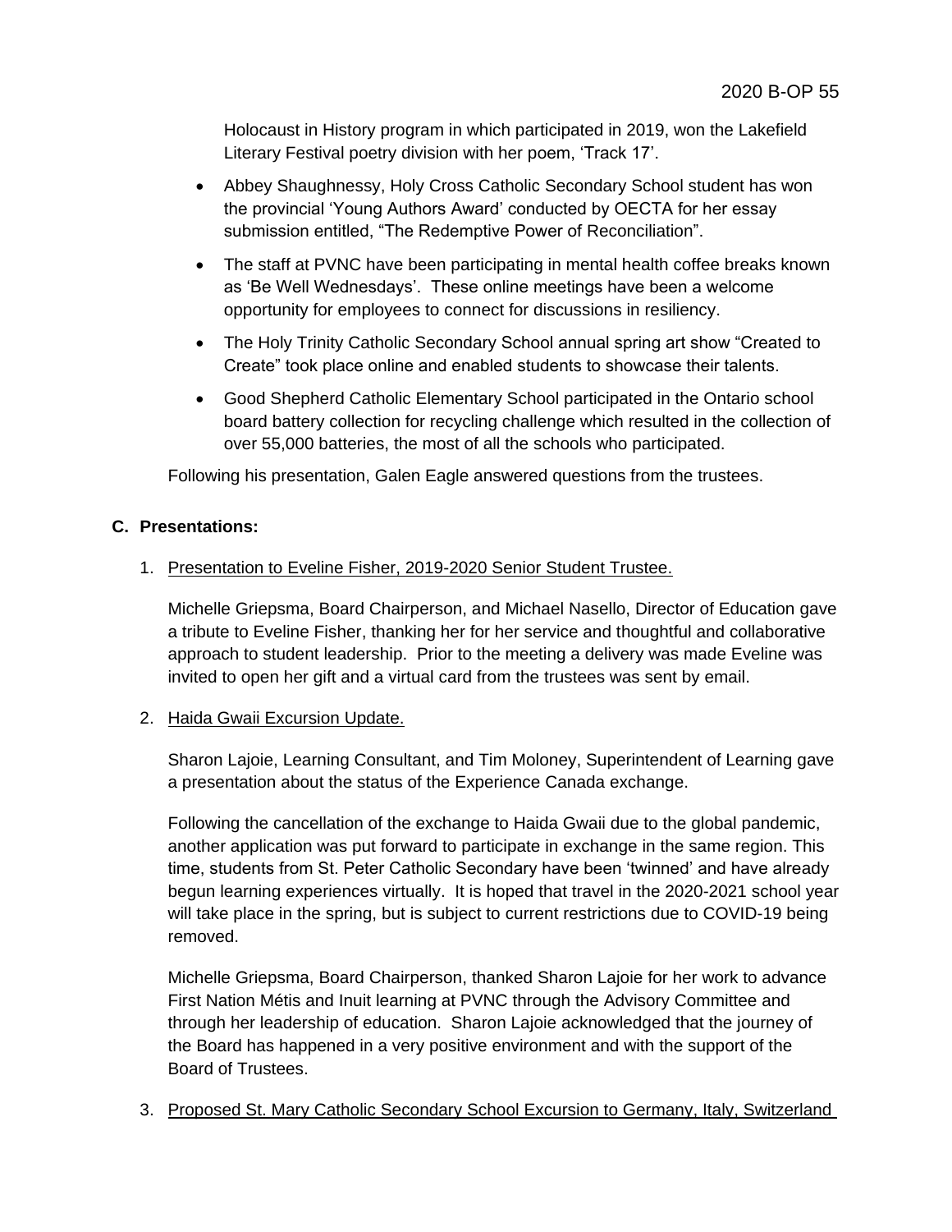Holocaust in History program in which participated in 2019, won the Lakefield Literary Festival poetry division with her poem, 'Track 17'.

- Abbey Shaughnessy, Holy Cross Catholic Secondary School student has won the provincial 'Young Authors Award' conducted by OECTA for her essay submission entitled, "The Redemptive Power of Reconciliation".
- The staff at PVNC have been participating in mental health coffee breaks known as 'Be Well Wednesdays'. These online meetings have been a welcome opportunity for employees to connect for discussions in resiliency.
- The Holy Trinity Catholic Secondary School annual spring art show "Created to Create" took place online and enabled students to showcase their talents.
- Good Shepherd Catholic Elementary School participated in the Ontario school board battery collection for recycling challenge which resulted in the collection of over 55,000 batteries, the most of all the schools who participated.

Following his presentation, Galen Eagle answered questions from the trustees.

## C. Presentations:

1. Presentation to Eveline Fisher, 2019-2020 Senior Student Trustee.

   Michelle Griepsma, Board Chairperson, and Michael Nasello, Director of Education gave a tribute to Eveline Fisher, thanking her for her service and thoughtful and collaborative approach to student leadership. Prior to the meeting a delivery was made Eveline was invited to open her gift and a virtual card from the trustees was sent by email.

2. Haida Gwaii Excursion Update.

   Sharon Lajoie, Learning Consultant, and Tim Moloney, Superintendent of Learning gave a presentation about the status of the Experience Canada exchange.

   Following the cancellation of the exchange to Haida Gwaii due to the global pandemic, another application was put forward to participate in exchange in the same region. This time, students from St. Peter Catholic Secondary have been 'twinned' and have already begun learning experiences virtually. It is hoped that travel in the 2020-2021 school year will take place in the spring, but is subject to current restrictions due to COVID-19 being removed.

   Michelle Griepsma, Board Chairperson, thanked Sharon Lajoie for her work to advance First Nation Métis and Inuit learning at PVNC through the Advisory Committee and through her leadership of education. Sharon Lajoie acknowledged that the journey of the Board has happened in a very positive environment and with the support of the Board of Trustees.

3. Proposed St. Mary Catholic Secondary School Excursion to Germany, Italy, Switzerland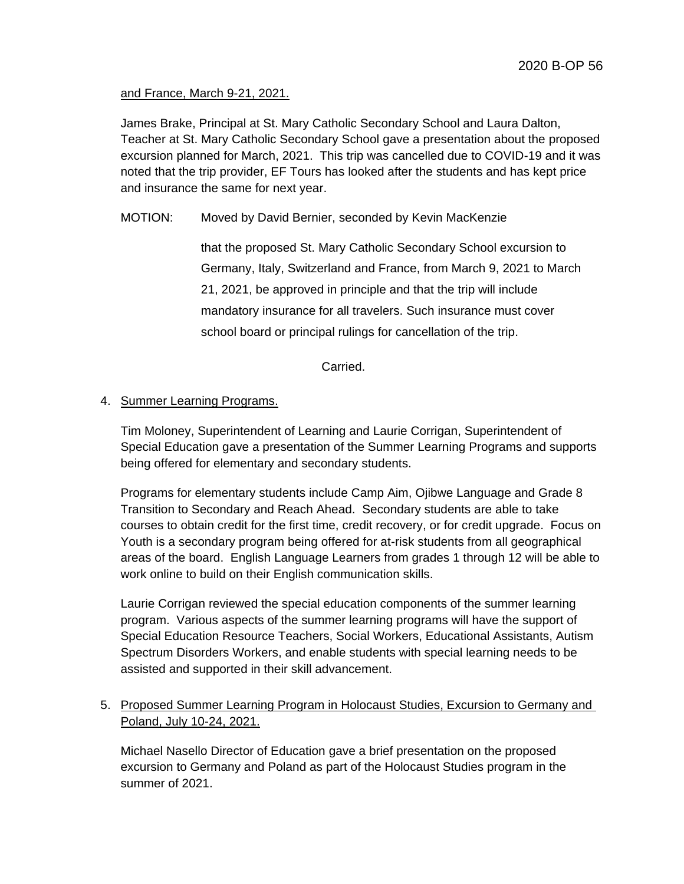and France, March 9-21, 2021.

James Brake, Principal at St. Mary Catholic Secondary School and Laura Dalton, Teacher at St. Mary Catholic Secondary School gave a presentation about the proposed excursion planned for March, 2021. This trip was cancelled due to COVID-19 and it was noted that the trip provider, EF Tours has looked after the students and has kept price and insurance the same for next year.

MOTION: Moved by David Bernier, seconded by Kevin MacKenzie

that the proposed St. Mary Catholic Secondary School excursion to Germany, Italy, Switzerland and France, from March 9, 2021 to March 21, 2021, be approved in principle and that the trip will include mandatory insurance for all travelers. Such insurance must cover school board or principal rulings for cancellation of the trip.

Carried.

4. Summer Learning Programs.

Tim Moloney, Superintendent of Learning and Laurie Corrigan, Superintendent of Special Education gave a presentation of the Summer Learning Programs and supports being offered for elementary and secondary students.

Programs for elementary students include Camp Aim, Ojibwe Language and Grade 8 Transition to Secondary and Reach Ahead. Secondary students are able to take courses to obtain credit for the first time, credit recovery, or for credit upgrade. Focus on Youth is a secondary program being offered for at-risk students from all geographical areas of the board. English Language Learners from grades 1 through 12 will be able to work online to build on their English communication skills.

Laurie Corrigan reviewed the special education components of the summer learning program. Various aspects of the summer learning programs will have the support of Special Education Resource Teachers, Social Workers, Educational Assistants, Autism Spectrum Disorders Workers, and enable students with special learning needs to be assisted and supported in their skill advancement.

5. Proposed Summer Learning Program in Holocaust Studies, Excursion to Germany and Poland, July 10-24, 2021.

Michael Nasello Director of Education gave a brief presentation on the proposed excursion to Germany and Poland as part of the Holocaust Studies program in the summer of 2021.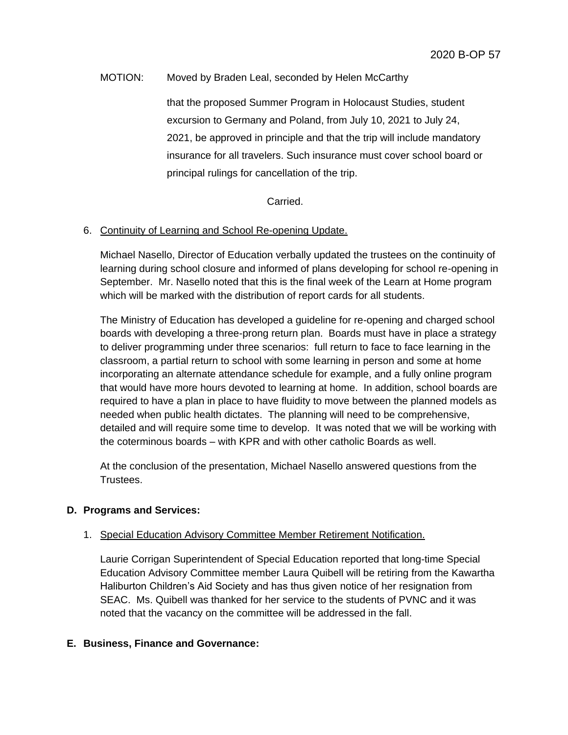MOTION: Moved by Braden Leal, seconded by Helen McCarthy

that the proposed Summer Program in Holocaust Studies, student excursion to Germany and Poland, from July 10, 2021 to July 24, 2021, be approved in principle and that the trip will include mandatory insurance for all travelers. Such insurance must cover school board or principal rulings for cancellation of the trip.

Carried.

6. Continuity of Learning and School Re-opening Update.

   Michael Nasello, Director of Education verbally updated the trustees on the continuity of learning during school closure and informed of plans developing for school re-opening in September. Mr. Nasello noted that this is the final week of the Learn at Home program which will be marked with the distribution of report cards for all students.

   The Ministry of Education has developed a guideline for re-opening and charged school boards with developing a three-prong return plan. Boards must have in place a strategy to deliver programming under three scenarios: full return to face to face learning in the classroom, a partial return to school with some learning in person and some at home incorporating an alternate attendance schedule for example, and a fully online program that would have more hours devoted to learning at home. In addition, school boards are required to have a plan in place to have fluidity to move between the planned models as needed when public health dictates. The planning will need to be comprehensive, detailed and will require some time to develop. It was noted that we will be working with the coterminous boards – with KPR and with other catholic Boards as well.

   At the conclusion of the presentation, Michael Nasello answered questions from the Trustees.

**D. Programs and Services:**

1. Special Education Advisory Committee Member Retirement Notification.

   Laurie Corrigan Superintendent of Special Education reported that long-time Special Education Advisory Committee member Laura Quibell will be retiring from the Kawartha Haliburton Children's Aid Society and has thus given notice of her resignation from SEAC. Ms. Quibell was thanked for her service to the students of PVNC and it was noted that the vacancy on the committee will be addressed in the fall.

**E. Business, Finance and Governance:**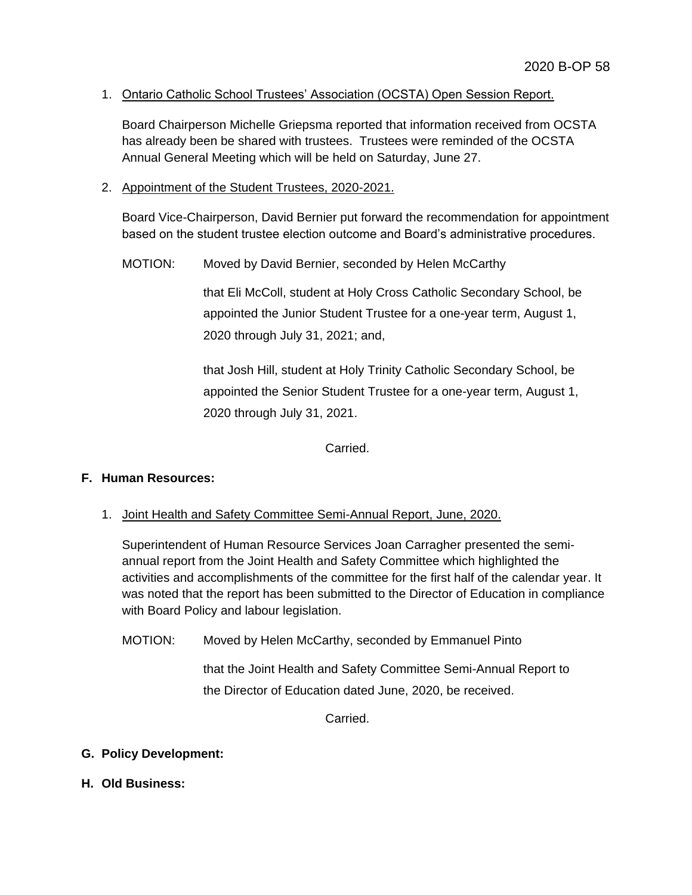1. Ontario Catholic School Trustees' Association (OCSTA) Open Session Report.

   Board Chairperson Michelle Griepsma reported that information received from OCSTA has already been be shared with trustees. Trustees were reminded of the OCSTA Annual General Meeting which will be held on Saturday, June 27.

2. Appointment of the Student Trustees, 2020-2021.

   Board Vice-Chairperson, David Bernier put forward the recommendation for appointment based on the student trustee election outcome and Board's administrative procedures.

   MOTION: Moved by David Bernier, seconded by Helen McCarthy

   that Eli McColl, student at Holy Cross Catholic Secondary School, be appointed the Junior Student Trustee for a one-year term, August 1, 2020 through July 31, 2021; and,

   that Josh Hill, student at Holy Trinity Catholic Secondary School, be appointed the Senior Student Trustee for a one-year term, August 1, 2020 through July 31, 2021.

   Carried.

## F. Human Resources:

1. Joint Health and Safety Committee Semi-Annual Report, June, 2020.

   Superintendent of Human Resource Services Joan Carragher presented the semi-annual report from the Joint Health and Safety Committee which highlighted the activities and accomplishments of the committee for the first half of the calendar year. It was noted that the report has been submitted to the Director of Education in compliance with Board Policy and labour legislation.

   MOTION: Moved by Helen McCarthy, seconded by Emmanuel Pinto

   that the Joint Health and Safety Committee Semi-Annual Report to the Director of Education dated June, 2020, be received.

   Carried.

## G. Policy Development:

## H. Old Business: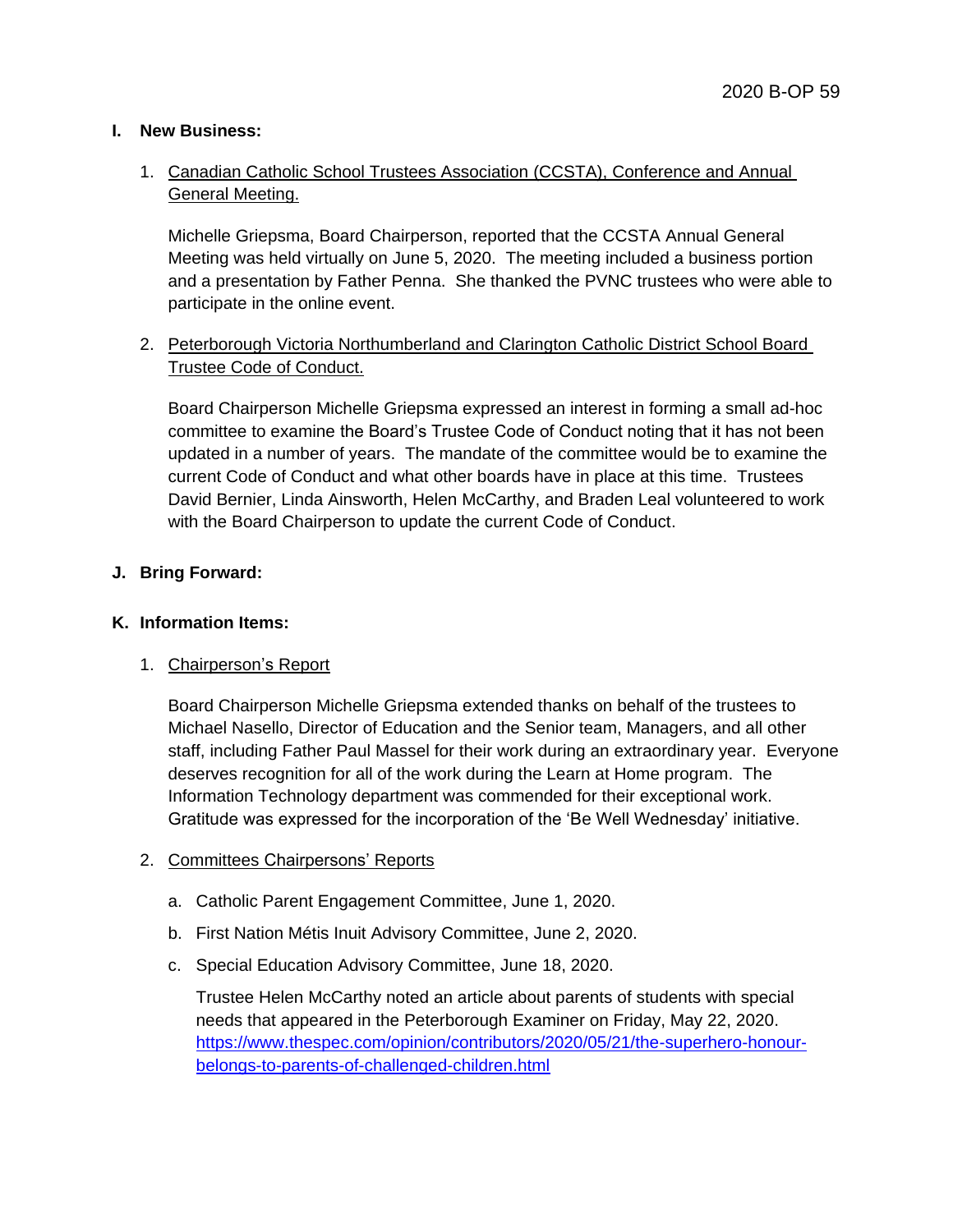## I. New Business:

1. Canadian Catholic School Trustees Association (CCSTA), Conference and Annual General Meeting.

   Michelle Griepsma, Board Chairperson, reported that the CCSTA Annual General Meeting was held virtually on June 5, 2020. The meeting included a business portion and a presentation by Father Penna. She thanked the PVNC trustees who were able to participate in the online event.

2. Peterborough Victoria Northumberland and Clarington Catholic District School Board Trustee Code of Conduct.

   Board Chairperson Michelle Griepsma expressed an interest in forming a small ad-hoc committee to examine the Board's Trustee Code of Conduct noting that it has not been updated in a number of years. The mandate of the committee would be to examine the current Code of Conduct and what other boards have in place at this time. Trustees David Bernier, Linda Ainsworth, Helen McCarthy, and Braden Leal volunteered to work with the Board Chairperson to update the current Code of Conduct.

## J. Bring Forward:

## K. Information Items:

1. Chairperson's Report

   Board Chairperson Michelle Griepsma extended thanks on behalf of the trustees to Michael Nasello, Director of Education and the Senior team, Managers, and all other staff, including Father Paul Massel for their work during an extraordinary year. Everyone deserves recognition for all of the work during the Learn at Home program. The Information Technology department was commended for their exceptional work. Gratitude was expressed for the incorporation of the 'Be Well Wednesday' initiative.

2. Committees Chairpersons' Reports

   a. Catholic Parent Engagement Committee, June 1, 2020.

   b. First Nation Métis Inuit Advisory Committee, June 2, 2020.

   c. Special Education Advisory Committee, June 18, 2020.

      Trustee Helen McCarthy noted an article about parents of students with special needs that appeared in the Peterborough Examiner on Friday, May 22, 2020. https://www.thespec.com/opinion/contributors/2020/05/21/the-superhero-honour-belongs-to-parents-of-challenged-children.html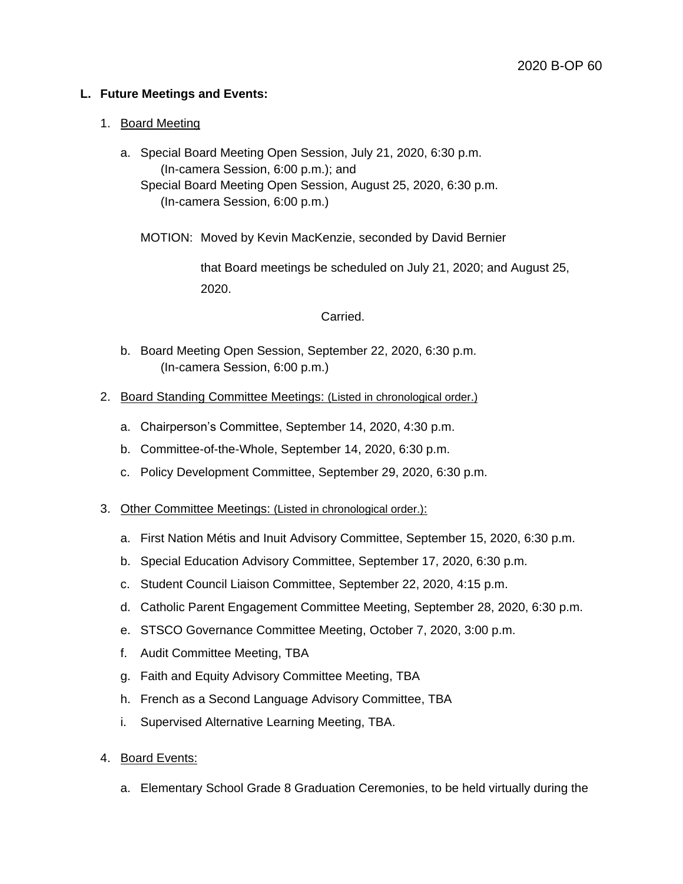**L. Future Meetings and Events:**

1. Board Meeting

   a. Special Board Meeting Open Session, July 21, 2020, 6:30 p.m.
      (In-camera Session, 6:00 p.m.); and
      Special Board Meeting Open Session, August 25, 2020, 6:30 p.m.
      (In-camera Session, 6:00 p.m.)

   MOTION: Moved by Kevin MacKenzie, seconded by David Bernier

   that Board meetings be scheduled on July 21, 2020; and August 25, 2020.

   Carried.

   b. Board Meeting Open Session, September 22, 2020, 6:30 p.m.
      (In-camera Session, 6:00 p.m.)

2. Board Standing Committee Meetings: (Listed in chronological order.)

   a. Chairperson's Committee, September 14, 2020, 4:30 p.m.
   b. Committee-of-the-Whole, September 14, 2020, 6:30 p.m.
   c. Policy Development Committee, September 29, 2020, 6:30 p.m.

3. Other Committee Meetings: (Listed in chronological order.):

   a. First Nation Métis and Inuit Advisory Committee, September 15, 2020, 6:30 p.m.
   b. Special Education Advisory Committee, September 17, 2020, 6:30 p.m.
   c. Student Council Liaison Committee, September 22, 2020, 4:15 p.m.
   d. Catholic Parent Engagement Committee Meeting, September 28, 2020, 6:30 p.m.
   e. STSCO Governance Committee Meeting, October 7, 2020, 3:00 p.m.
   f. Audit Committee Meeting, TBA
   g. Faith and Equity Advisory Committee Meeting, TBA
   h. French as a Second Language Advisory Committee, TBA
   i. Supervised Alternative Learning Meeting, TBA.

4. Board Events:

   a. Elementary School Grade 8 Graduation Ceremonies, to be held virtually during the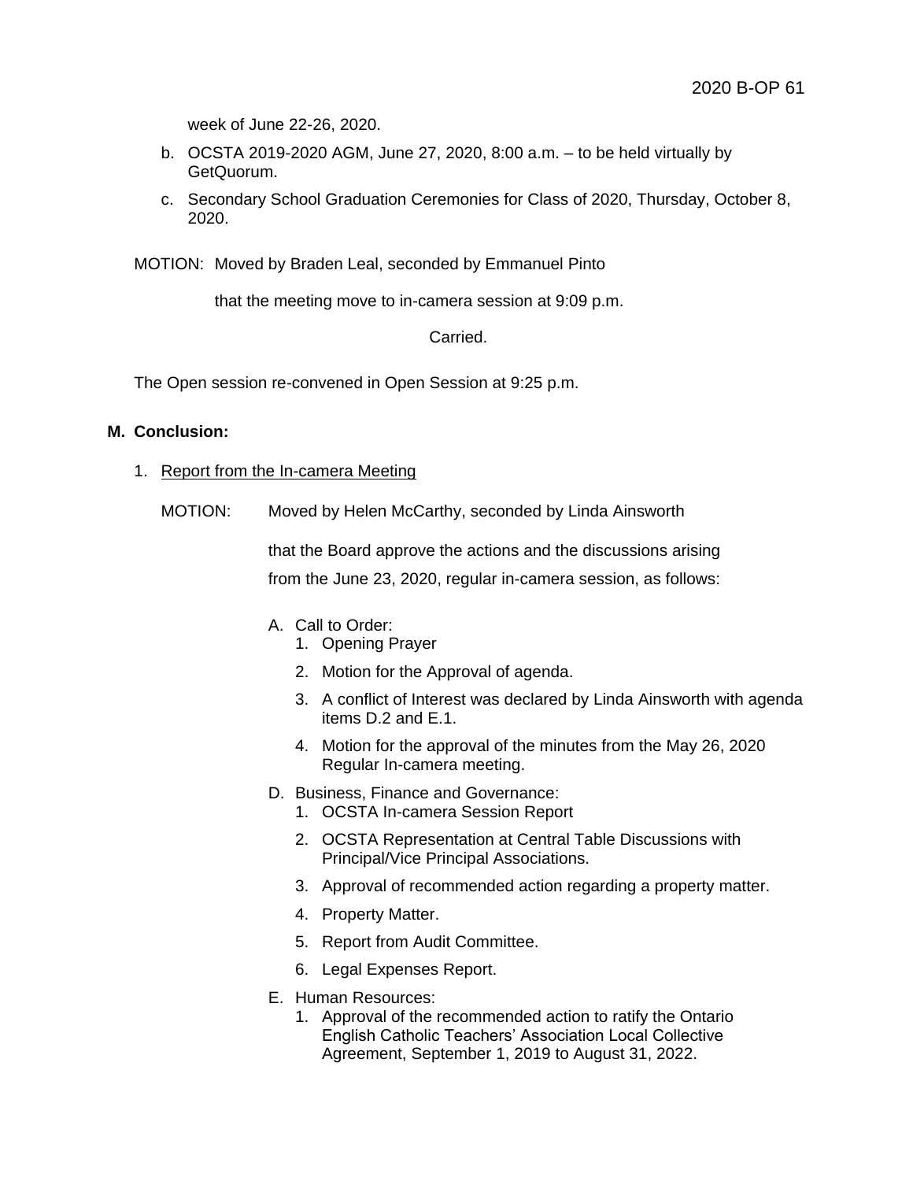week of June 22-26, 2020.

b. OCSTA 2019-2020 AGM, June 27, 2020, 8:00 a.m. – to be held virtually by GetQuorum.

c. Secondary School Graduation Ceremonies for Class of 2020, Thursday, October 8, 2020.

MOTION: Moved by Braden Leal, seconded by Emmanuel Pinto

that the meeting move to in-camera session at 9:09 p.m.

Carried.

The Open session re-convened in Open Session at 9:25 p.m.

## M. Conclusion:

1. Report from the In-camera Meeting

MOTION: Moved by Helen McCarthy, seconded by Linda Ainsworth

that the Board approve the actions and the discussions arising from the June 23, 2020, regular in-camera session, as follows:

A. Call to Order:
   1. Opening Prayer
   2. Motion for the Approval of agenda.
   3. A conflict of Interest was declared by Linda Ainsworth with agenda items D.2 and E.1.
   4. Motion for the approval of the minutes from the May 26, 2020 Regular In-camera meeting.

D. Business, Finance and Governance:
   1. OCSTA In-camera Session Report
   2. OCSTA Representation at Central Table Discussions with Principal/Vice Principal Associations.
   3. Approval of recommended action regarding a property matter.
   4. Property Matter.
   5. Report from Audit Committee.
   6. Legal Expenses Report.

E. Human Resources:
   1. Approval of the recommended action to ratify the Ontario English Catholic Teachers' Association Local Collective Agreement, September 1, 2019 to August 31, 2022.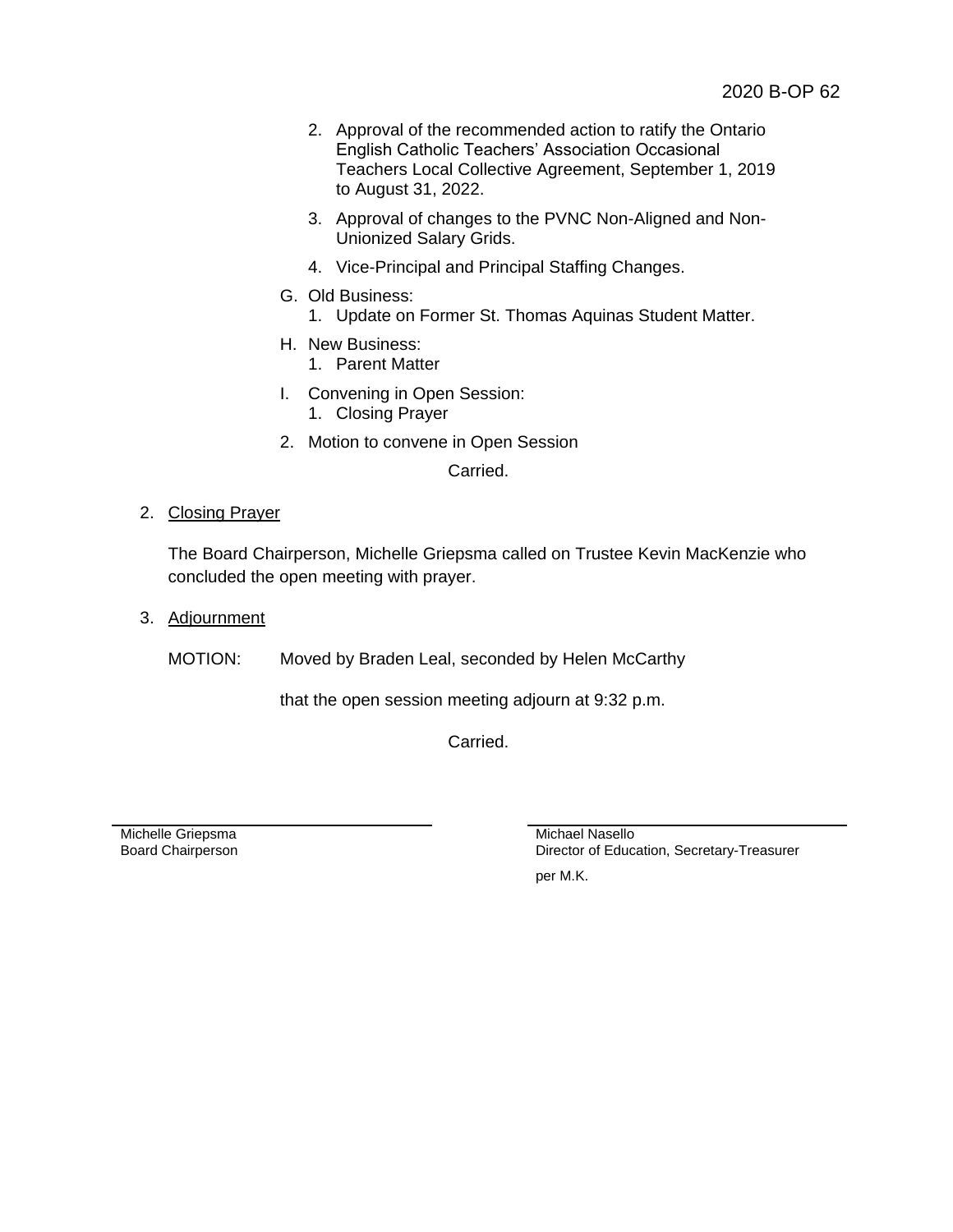2. Approval of the recommended action to ratify the Ontario English Catholic Teachers' Association Occasional Teachers Local Collective Agreement, September 1, 2019 to August 31, 2022.
3. Approval of changes to the PVNC Non-Aligned and Non-Unionized Salary Grids.
4. Vice-Principal and Principal Staffing Changes.

G. Old Business:
   1. Update on Former St. Thomas Aquinas Student Matter.

H. New Business:
   1. Parent Matter

I. Convening in Open Session:
   1. Closing Prayer

2. Motion to convene in Open Session

Carried.

2. Closing Prayer

The Board Chairperson, Michelle Griepsma called on Trustee Kevin MacKenzie who concluded the open meeting with prayer.

3. Adjournment

MOTION: Moved by Braden Leal, seconded by Helen McCarthy

that the open session meeting adjourn at 9:32 p.m.

Carried.

Michelle Griepsma
Board Chairperson

Michael Nasello
Director of Education, Secretary-Treasurer
per M.K.